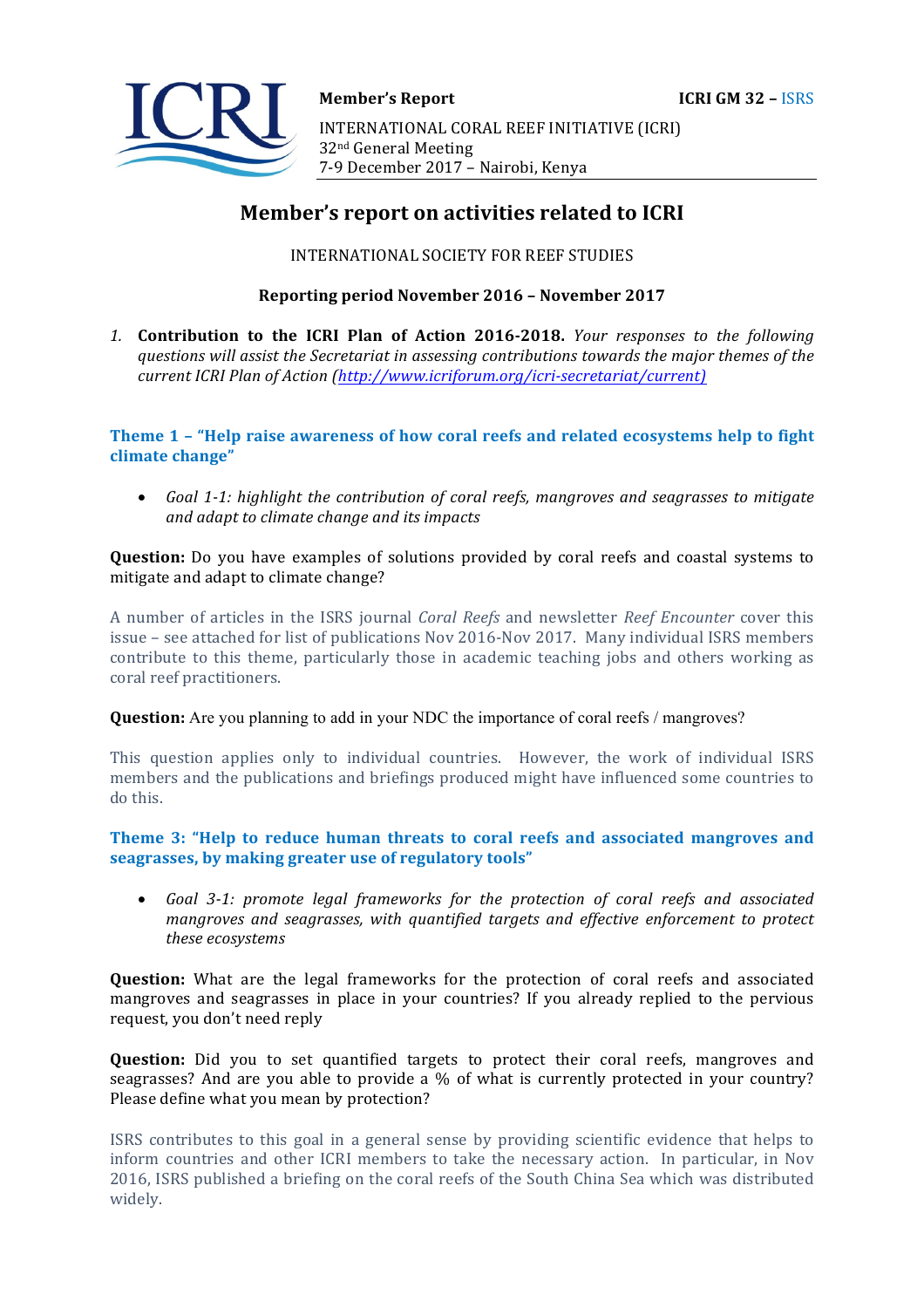**Member's Report** **ICRI GM 32 – ISRS**

INTERNATIONAL CORAL REEF INITIATIVE (ICRI)
32nd General Meeting
7-9 December 2017 – Nairobi, Kenya

# Member's report on activities related to ICRI

INTERNATIONAL SOCIETY FOR REEF STUDIES

**Reporting period November 2016 – November 2017**

*1.* **Contribution to the ICRI Plan of Action 2016-2018.** *Your responses to the following questions will assist the Secretariat in assessing contributions towards the major themes of the current ICRI Plan of Action (http://www.icriforum.org/icri-secretariat/current)*

### Theme 1 – "Help raise awareness of how coral reefs and related ecosystems help to fight climate change"

- *Goal 1-1: highlight the contribution of coral reefs, mangroves and seagrasses to mitigate and adapt to climate change and its impacts*

**Question:** Do you have examples of solutions provided by coral reefs and coastal systems to mitigate and adapt to climate change?

A number of articles in the ISRS journal *Coral Reefs* and newsletter *Reef Encounter* cover this issue – see attached for list of publications Nov 2016-Nov 2017. Many individual ISRS members contribute to this theme, particularly those in academic teaching jobs and others working as coral reef practitioners.

**Question:** Are you planning to add in your NDC the importance of coral reefs / mangroves?

This question applies only to individual countries. However, the work of individual ISRS members and the publications and briefings produced might have influenced some countries to do this.

### Theme 3: "Help to reduce human threats to coral reefs and associated mangroves and seagrasses, by making greater use of regulatory tools"

- *Goal 3-1: promote legal frameworks for the protection of coral reefs and associated mangroves and seagrasses, with quantified targets and effective enforcement to protect these ecosystems*

**Question:** What are the legal frameworks for the protection of coral reefs and associated mangroves and seagrasses in place in your countries? If you already replied to the pervious request, you don't need reply

**Question:** Did you to set quantified targets to protect their coral reefs, mangroves and seagrasses? And are you able to provide a % of what is currently protected in your country? Please define what you mean by protection?

ISRS contributes to this goal in a general sense by providing scientific evidence that helps to inform countries and other ICRI members to take the necessary action. In particular, in Nov 2016, ISRS published a briefing on the coral reefs of the South China Sea which was distributed widely.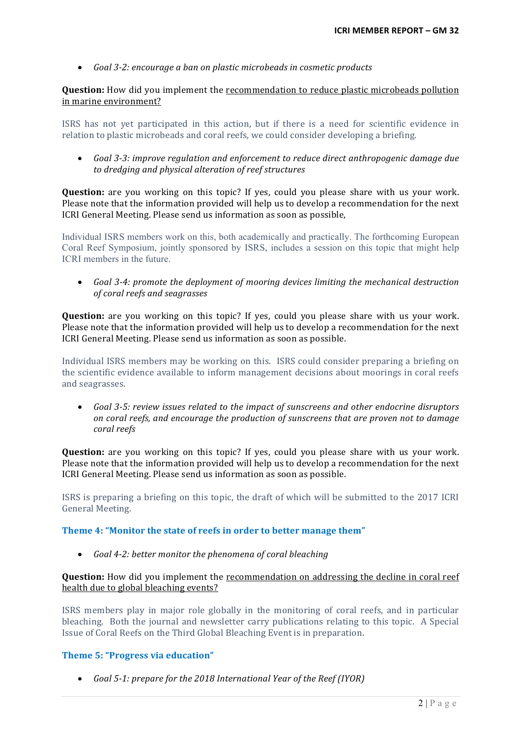- *Goal 3-2: encourage a ban on plastic microbeads in cosmetic products*

**Question:** How did you implement the recommendation to reduce plastic microbeads pollution in marine environment?

ISRS has not yet participated in this action, but if there is a need for scientific evidence in relation to plastic microbeads and coral reefs, we could consider developing a briefing.

- *Goal 3-3: improve regulation and enforcement to reduce direct anthropogenic damage due to dredging and physical alteration of reef structures*

**Question:** are you working on this topic? If yes, could you please share with us your work. Please note that the information provided will help us to develop a recommendation for the next ICRI General Meeting. Please send us information as soon as possible,

Individual ISRS members work on this, both academically and practically. The forthcoming European Coral Reef Symposium, jointly sponsored by ISRS, includes a session on this topic that might help ICRI members in the future.

- *Goal 3-4: promote the deployment of mooring devices limiting the mechanical destruction of coral reefs and seagrasses*

**Question:** are you working on this topic? If yes, could you please share with us your work. Please note that the information provided will help us to develop a recommendation for the next ICRI General Meeting. Please send us information as soon as possible.

Individual ISRS members may be working on this. ISRS could consider preparing a briefing on the scientific evidence available to inform management decisions about moorings in coral reefs and seagrasses.

- *Goal 3-5: review issues related to the impact of sunscreens and other endocrine disruptors on coral reefs, and encourage the production of sunscreens that are proven not to damage coral reefs*

**Question:** are you working on this topic? If yes, could you please share with us your work. Please note that the information provided will help us to develop a recommendation for the next ICRI General Meeting. Please send us information as soon as possible.

ISRS is preparing a briefing on this topic, the draft of which will be submitted to the 2017 ICRI General Meeting.

### Theme 4: "Monitor the state of reefs in order to better manage them"

- *Goal 4-2: better monitor the phenomena of coral bleaching*

**Question:** How did you implement the recommendation on addressing the decline in coral reef health due to global bleaching events?

ISRS members play in major role globally in the monitoring of coral reefs, and in particular bleaching. Both the journal and newsletter carry publications relating to this topic. A Special Issue of Coral Reefs on the Third Global Bleaching Event is in preparation.

### Theme 5: "Progress via education"

- *Goal 5-1: prepare for the 2018 International Year of the Reef (IYOR)*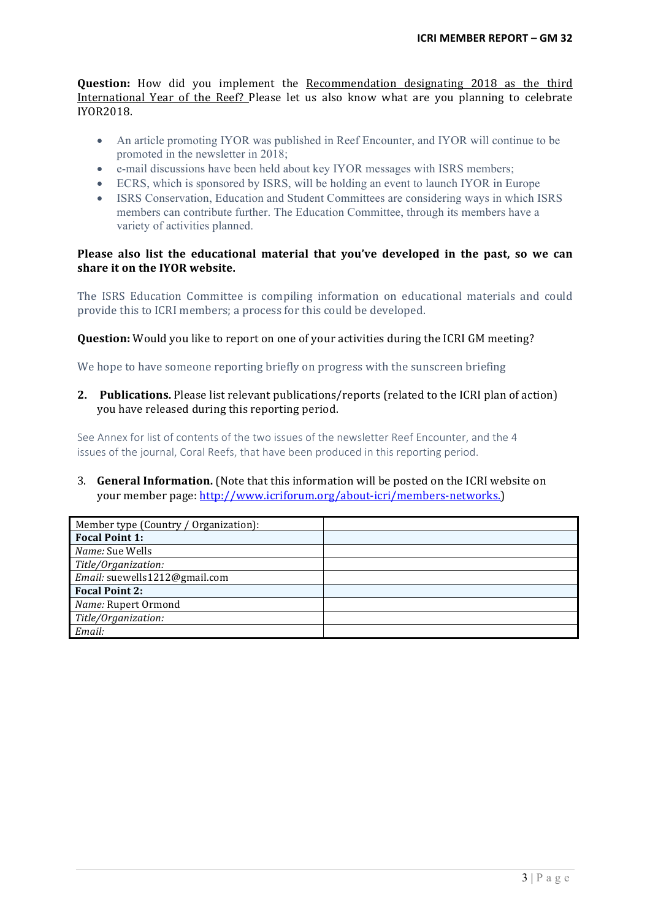**Question:** How did you implement the Recommendation designating 2018 as the third International Year of the Reef? Please let us also know what are you planning to celebrate IYOR2018.

- An article promoting IYOR was published in Reef Encounter, and IYOR will continue to be promoted in the newsletter in 2018;
- e-mail discussions have been held about key IYOR messages with ISRS members;
- ECRS, which is sponsored by ISRS, will be holding an event to launch IYOR in Europe
- ISRS Conservation, Education and Student Committees are considering ways in which ISRS members can contribute further. The Education Committee, through its members have a variety of activities planned.

**Please also list the educational material that you've developed in the past, so we can share it on the IYOR website.**

The ISRS Education Committee is compiling information on educational materials and could provide this to ICRI members; a process for this could be developed.

**Question:** Would you like to report on one of your activities during the ICRI GM meeting?

We hope to have someone reporting briefly on progress with the sunscreen briefing

2. **Publications.** Please list relevant publications/reports (related to the ICRI plan of action) you have released during this reporting period.

See Annex for list of contents of the two issues of the newsletter Reef Encounter, and the 4 issues of the journal, Coral Reefs, that have been produced in this reporting period.

3. **General Information.** (Note that this information will be posted on the ICRI website on your member page: http://www.icriforum.org/about-icri/members-networks.)

| Member type (Country / Organization): | |
|---|---|
| **Focal Point 1:** | |
| *Name:* Sue Wells | |
| *Title/Organization:* | |
| *Email:* suewells1212@gmail.com | |
| **Focal Point 2:** | |
| *Name:* Rupert Ormond | |
| *Title/Organization:* | |
| *Email:* | |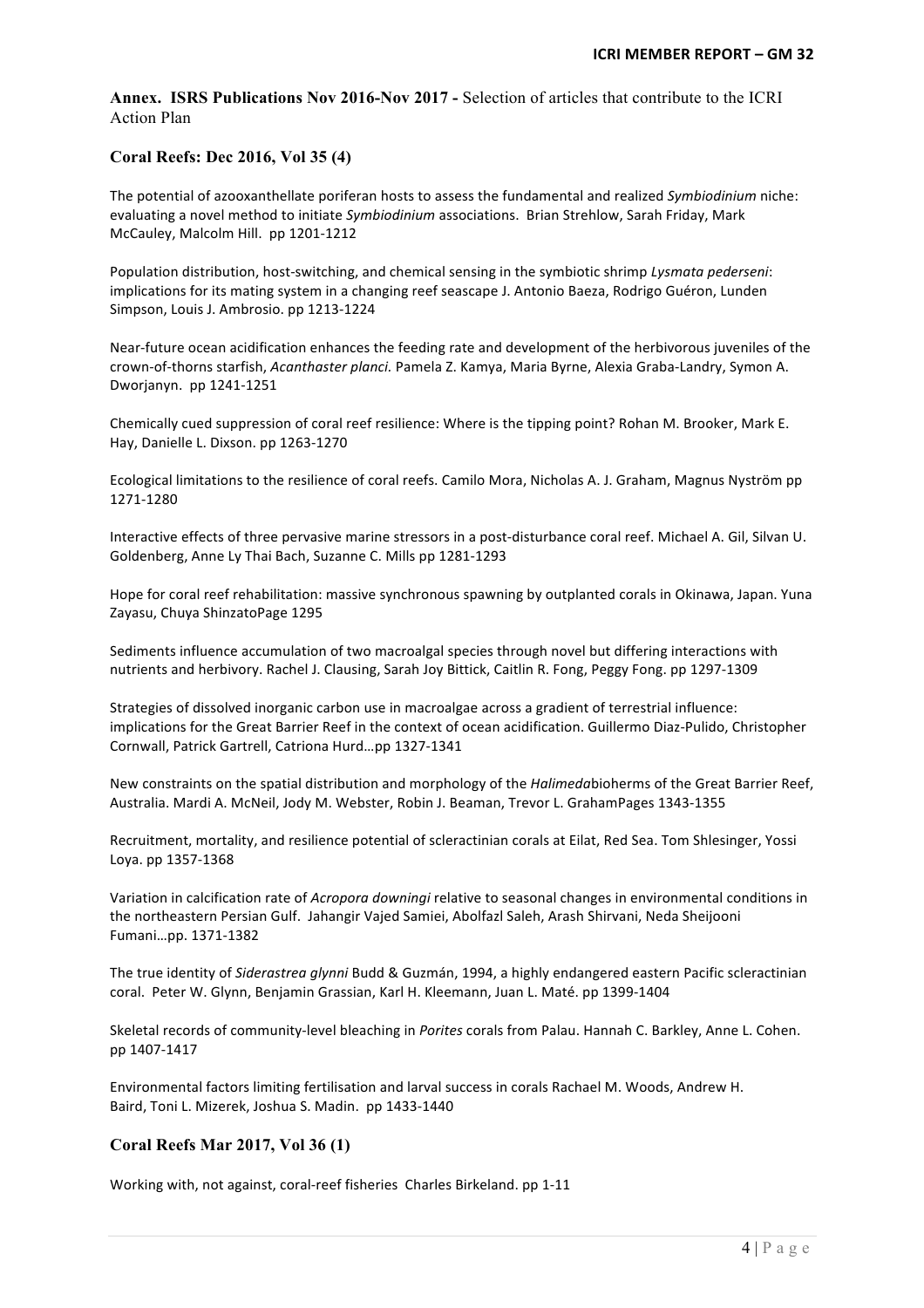**Annex. ISRS Publications Nov 2016-Nov 2017 -** Selection of articles that contribute to the ICRI Action Plan

## Coral Reefs: Dec 2016, Vol 35 (4)

The potential of azooxanthellate poriferan hosts to assess the fundamental and realized *Symbiodinium* niche: evaluating a novel method to initiate *Symbiodinium* associations. Brian Strehlow, Sarah Friday, Mark McCauley, Malcolm Hill. pp 1201-1212

Population distribution, host-switching, and chemical sensing in the symbiotic shrimp *Lysmata pederseni*: implications for its mating system in a changing reef seascape J. Antonio Baeza, Rodrigo Guéron, Lunden Simpson, Louis J. Ambrosio. pp 1213-1224

Near-future ocean acidification enhances the feeding rate and development of the herbivorous juveniles of the crown-of-thorns starfish, *Acanthaster planci.* Pamela Z. Kamya, Maria Byrne, Alexia Graba-Landry, Symon A. Dworjanyn. pp 1241-1251

Chemically cued suppression of coral reef resilience: Where is the tipping point? Rohan M. Brooker, Mark E. Hay, Danielle L. Dixson. pp 1263-1270

Ecological limitations to the resilience of coral reefs. Camilo Mora, Nicholas A. J. Graham, Magnus Nyström pp 1271-1280

Interactive effects of three pervasive marine stressors in a post-disturbance coral reef. Michael A. Gil, Silvan U. Goldenberg, Anne Ly Thai Bach, Suzanne C. Mills pp 1281-1293

Hope for coral reef rehabilitation: massive synchronous spawning by outplanted corals in Okinawa, Japan. Yuna Zayasu, Chuya ShinzatoPage 1295

Sediments influence accumulation of two macroalgal species through novel but differing interactions with nutrients and herbivory. Rachel J. Clausing, Sarah Joy Bittick, Caitlin R. Fong, Peggy Fong. pp 1297-1309

Strategies of dissolved inorganic carbon use in macroalgae across a gradient of terrestrial influence: implications for the Great Barrier Reef in the context of ocean acidification. Guillermo Diaz-Pulido, Christopher Cornwall, Patrick Gartrell, Catriona Hurd…pp 1327-1341

New constraints on the spatial distribution and morphology of the *Halimeda*bioherms of the Great Barrier Reef, Australia. Mardi A. McNeil, Jody M. Webster, Robin J. Beaman, Trevor L. GrahamPages 1343-1355

Recruitment, mortality, and resilience potential of scleractinian corals at Eilat, Red Sea. Tom Shlesinger, Yossi Loya. pp 1357-1368

Variation in calcification rate of *Acropora downingi* relative to seasonal changes in environmental conditions in the northeastern Persian Gulf. Jahangir Vajed Samiei, Abolfazl Saleh, Arash Shirvani, Neda Sheijooni Fumani…pp. 1371-1382

The true identity of *Siderastrea glynni* Budd & Guzmán, 1994, a highly endangered eastern Pacific scleractinian coral. Peter W. Glynn, Benjamin Grassian, Karl H. Kleemann, Juan L. Maté. pp 1399-1404

Skeletal records of community-level bleaching in *Porites* corals from Palau. Hannah C. Barkley, Anne L. Cohen. pp 1407-1417

Environmental factors limiting fertilisation and larval success in corals Rachael M. Woods, Andrew H. Baird, Toni L. Mizerek, Joshua S. Madin. pp 1433-1440

## Coral Reefs Mar 2017, Vol 36 (1)

Working with, not against, coral-reef fisheries Charles Birkeland. pp 1-11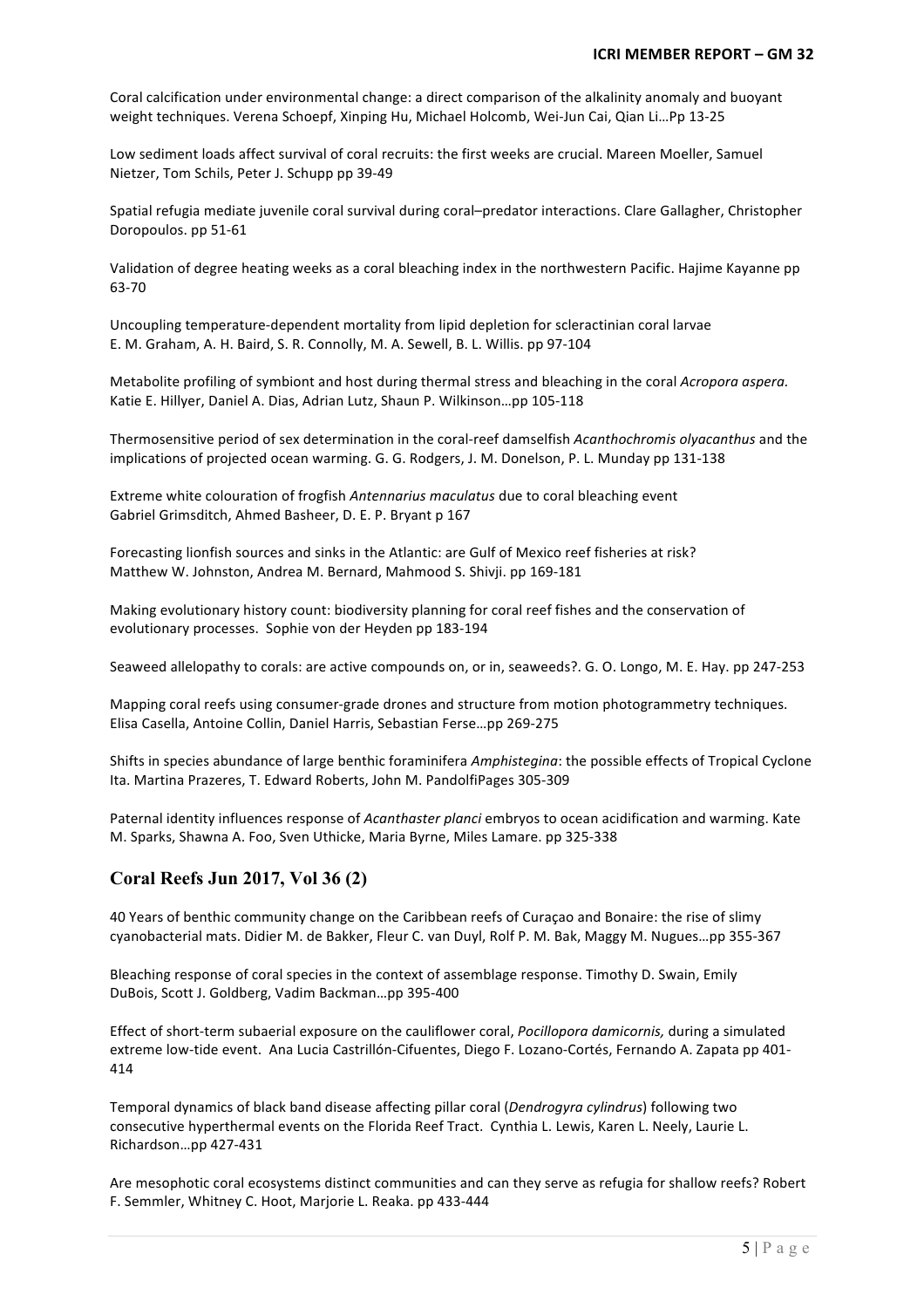Coral calcification under environmental change: a direct comparison of the alkalinity anomaly and buoyant weight techniques. Verena Schoepf, Xinping Hu, Michael Holcomb, Wei-Jun Cai, Qian Li…Pp 13-25

Low sediment loads affect survival of coral recruits: the first weeks are crucial. Mareen Moeller, Samuel Nietzer, Tom Schils, Peter J. Schupp pp 39-49

Spatial refugia mediate juvenile coral survival during coral–predator interactions. Clare Gallagher, Christopher Doropoulos. pp 51-61

Validation of degree heating weeks as a coral bleaching index in the northwestern Pacific. Hajime Kayanne pp 63-70

Uncoupling temperature-dependent mortality from lipid depletion for scleractinian coral larvae
E. M. Graham, A. H. Baird, S. R. Connolly, M. A. Sewell, B. L. Willis. pp 97-104

Metabolite profiling of symbiont and host during thermal stress and bleaching in the coral *Acropora aspera.* Katie E. Hillyer, Daniel A. Dias, Adrian Lutz, Shaun P. Wilkinson…pp 105-118

Thermosensitive period of sex determination in the coral-reef damselfish *Acanthochromis olyacanthus* and the implications of projected ocean warming. G. G. Rodgers, J. M. Donelson, P. L. Munday pp 131-138

Extreme white colouration of frogfish *Antennarius maculatus* due to coral bleaching event
Gabriel Grimsditch, Ahmed Basheer, D. E. P. Bryant p 167

Forecasting lionfish sources and sinks in the Atlantic: are Gulf of Mexico reef fisheries at risk? Matthew W. Johnston, Andrea M. Bernard, Mahmood S. Shivji. pp 169-181

Making evolutionary history count: biodiversity planning for coral reef fishes and the conservation of evolutionary processes. Sophie von der Heyden pp 183-194

Seaweed allelopathy to corals: are active compounds on, or in, seaweeds?. G. O. Longo, M. E. Hay. pp 247-253

Mapping coral reefs using consumer-grade drones and structure from motion photogrammetry techniques. Elisa Casella, Antoine Collin, Daniel Harris, Sebastian Ferse…pp 269-275

Shifts in species abundance of large benthic foraminifera *Amphistegina*: the possible effects of Tropical Cyclone Ita. Martina Prazeres, T. Edward Roberts, John M. PandolfiPages 305-309

Paternal identity influences response of *Acanthaster planci* embryos to ocean acidification and warming. Kate M. Sparks, Shawna A. Foo, Sven Uthicke, Maria Byrne, Miles Lamare. pp 325-338

## Coral Reefs Jun 2017, Vol 36 (2)

40 Years of benthic community change on the Caribbean reefs of Curaçao and Bonaire: the rise of slimy cyanobacterial mats. Didier M. de Bakker, Fleur C. van Duyl, Rolf P. M. Bak, Maggy M. Nugues…pp 355-367

Bleaching response of coral species in the context of assemblage response. Timothy D. Swain, Emily DuBois, Scott J. Goldberg, Vadim Backman…pp 395-400

Effect of short-term subaerial exposure on the cauliflower coral, *Pocillopora damicornis,* during a simulated extreme low-tide event. Ana Lucia Castrillón-Cifuentes, Diego F. Lozano-Cortés, Fernando A. Zapata pp 401-414

Temporal dynamics of black band disease affecting pillar coral (*Dendrogyra cylindrus*) following two consecutive hyperthermal events on the Florida Reef Tract. Cynthia L. Lewis, Karen L. Neely, Laurie L. Richardson…pp 427-431

Are mesophotic coral ecosystems distinct communities and can they serve as refugia for shallow reefs? Robert F. Semmler, Whitney C. Hoot, Marjorie L. Reaka. pp 433-444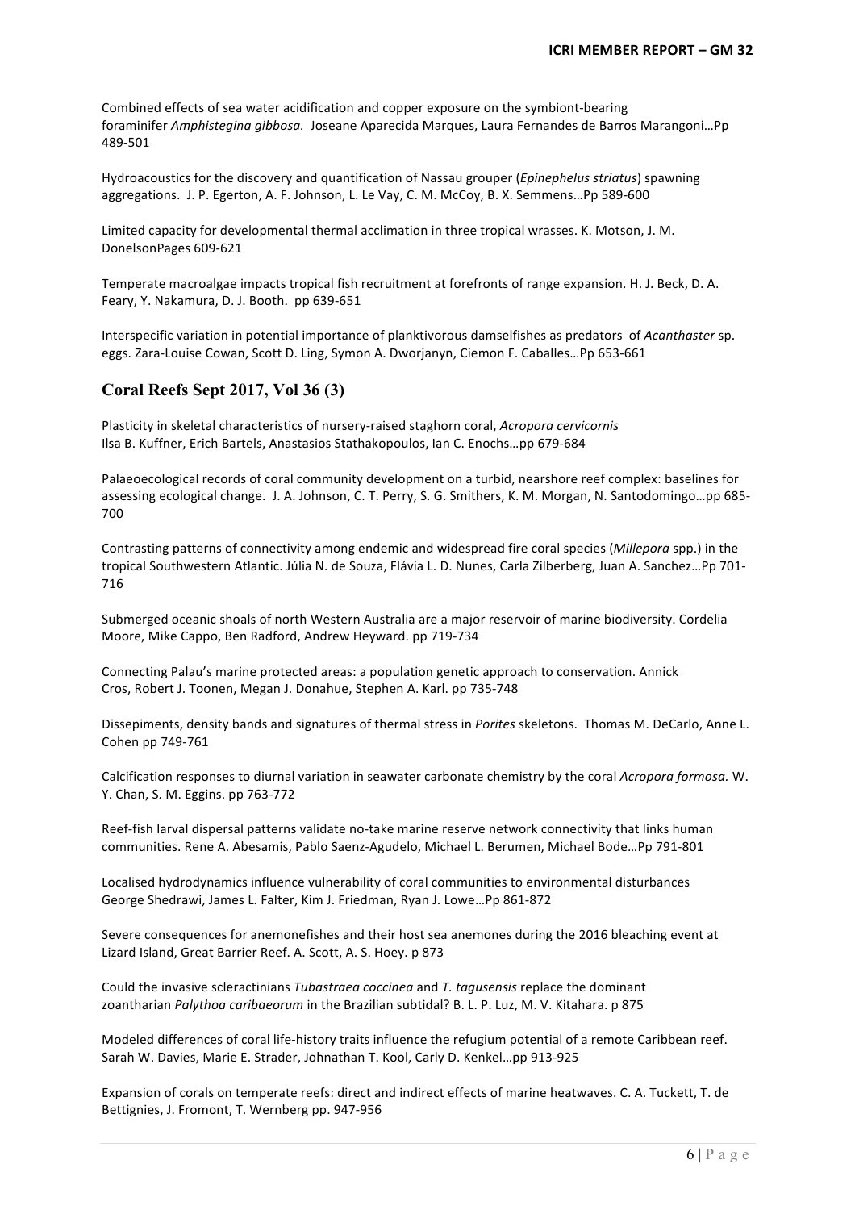Combined effects of sea water acidification and copper exposure on the symbiont-bearing foraminifer *Amphistegina gibbosa.* Joseane Aparecida Marques, Laura Fernandes de Barros Marangoni…Pp 489-501

Hydroacoustics for the discovery and quantification of Nassau grouper (*Epinephelus striatus*) spawning aggregations. J. P. Egerton, A. F. Johnson, L. Le Vay, C. M. McCoy, B. X. Semmens…Pp 589-600

Limited capacity for developmental thermal acclimation in three tropical wrasses. K. Motson, J. M. DonelsonPages 609-621

Temperate macroalgae impacts tropical fish recruitment at forefronts of range expansion. H. J. Beck, D. A. Feary, Y. Nakamura, D. J. Booth. pp 639-651

Interspecific variation in potential importance of planktivorous damselfishes as predators of *Acanthaster* sp. eggs. Zara-Louise Cowan, Scott D. Ling, Symon A. Dworjanyn, Ciemon F. Caballes…Pp 653-661

## Coral Reefs Sept 2017, Vol 36 (3)

Plasticity in skeletal characteristics of nursery-raised staghorn coral, *Acropora cervicornis* Ilsa B. Kuffner, Erich Bartels, Anastasios Stathakopoulos, Ian C. Enochs…pp 679-684

Palaeoecological records of coral community development on a turbid, nearshore reef complex: baselines for assessing ecological change. J. A. Johnson, C. T. Perry, S. G. Smithers, K. M. Morgan, N. Santodomingo…pp 685-700

Contrasting patterns of connectivity among endemic and widespread fire coral species (*Millepora* spp.) in the tropical Southwestern Atlantic. Júlia N. de Souza, Flávia L. D. Nunes, Carla Zilberberg, Juan A. Sanchez…Pp 701-716

Submerged oceanic shoals of north Western Australia are a major reservoir of marine biodiversity. Cordelia Moore, Mike Cappo, Ben Radford, Andrew Heyward. pp 719-734

Connecting Palau's marine protected areas: a population genetic approach to conservation. Annick Cros, Robert J. Toonen, Megan J. Donahue, Stephen A. Karl. pp 735-748

Dissepiments, density bands and signatures of thermal stress in *Porites* skeletons. Thomas M. DeCarlo, Anne L. Cohen pp 749-761

Calcification responses to diurnal variation in seawater carbonate chemistry by the coral *Acropora formosa.* W. Y. Chan, S. M. Eggins. pp 763-772

Reef-fish larval dispersal patterns validate no-take marine reserve network connectivity that links human communities. Rene A. Abesamis, Pablo Saenz-Agudelo, Michael L. Berumen, Michael Bode…Pp 791-801

Localised hydrodynamics influence vulnerability of coral communities to environmental disturbances George Shedrawi, James L. Falter, Kim J. Friedman, Ryan J. Lowe…Pp 861-872

Severe consequences for anemonefishes and their host sea anemones during the 2016 bleaching event at Lizard Island, Great Barrier Reef. A. Scott, A. S. Hoey. p 873

Could the invasive scleractinians *Tubastraea coccinea* and *T. tagusensis* replace the dominant zoantharian *Palythoa caribaeorum* in the Brazilian subtidal? B. L. P. Luz, M. V. Kitahara. p 875

Modeled differences of coral life-history traits influence the refugium potential of a remote Caribbean reef. Sarah W. Davies, Marie E. Strader, Johnathan T. Kool, Carly D. Kenkel…pp 913-925

Expansion of corals on temperate reefs: direct and indirect effects of marine heatwaves. C. A. Tuckett, T. de Bettignies, J. Fromont, T. Wernberg pp. 947-956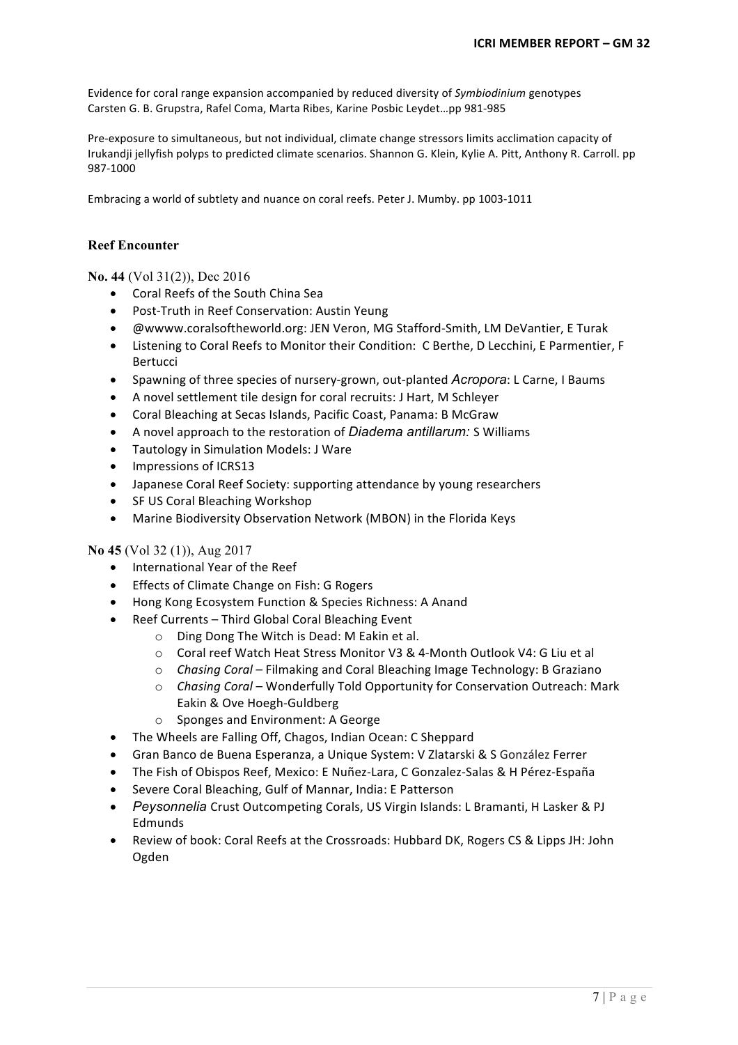Evidence for coral range expansion accompanied by reduced diversity of *Symbiodinium* genotypes
Carsten G. B. Grupstra, Rafel Coma, Marta Ribes, Karine Posbic Leydet…pp 981-985

Pre-exposure to simultaneous, but not individual, climate change stressors limits acclimation capacity of Irukandji jellyfish polyps to predicted climate scenarios. Shannon G. Klein, Kylie A. Pitt, Anthony R. Carroll. pp 987-1000

Embracing a world of subtlety and nuance on coral reefs. Peter J. Mumby. pp 1003-1011

### Reef Encounter

**No. 44** (Vol 31(2)), Dec 2016

- Coral Reefs of the South China Sea
- Post-Truth in Reef Conservation: Austin Yeung
- @wwww.coralsoftheworld.org: JEN Veron, MG Stafford-Smith, LM DeVantier, E Turak
- Listening to Coral Reefs to Monitor their Condition: C Berthe, D Lecchini, E Parmentier, F Bertucci
- Spawning of three species of nursery-grown, out-planted *Acropora*: L Carne, I Baums
- A novel settlement tile design for coral recruits: J Hart, M Schleyer
- Coral Bleaching at Secas Islands, Pacific Coast, Panama: B McGraw
- A novel approach to the restoration of *Diadema antillarum:* S Williams
- Tautology in Simulation Models: J Ware
- Impressions of ICRS13
- Japanese Coral Reef Society: supporting attendance by young researchers
- SF US Coral Bleaching Workshop
- Marine Biodiversity Observation Network (MBON) in the Florida Keys

**No 45** (Vol 32 (1)), Aug 2017

- International Year of the Reef
- Effects of Climate Change on Fish: G Rogers
- Hong Kong Ecosystem Function & Species Richness: A Anand
- Reef Currents – Third Global Coral Bleaching Event
  - Ding Dong The Witch is Dead: M Eakin et al.
  - Coral reef Watch Heat Stress Monitor V3 & 4-Month Outlook V4: G Liu et al
  - *Chasing Coral* – Filmaking and Coral Bleaching Image Technology: B Graziano
  - *Chasing Coral* – Wonderfully Told Opportunity for Conservation Outreach: Mark Eakin & Ove Hoegh-Guldberg
  - Sponges and Environment: A George
- The Wheels are Falling Off, Chagos, Indian Ocean: C Sheppard
- Gran Banco de Buena Esperanza, a Unique System: V Zlatarski & S González Ferrer
- The Fish of Obispos Reef, Mexico: E Nuñez-Lara, C Gonzalez-Salas & H Pérez-España
- Severe Coral Bleaching, Gulf of Mannar, India: E Patterson
- *Peysonnelia* Crust Outcompeting Corals, US Virgin Islands: L Bramanti, H Lasker & PJ Edmunds
- Review of book: Coral Reefs at the Crossroads: Hubbard DK, Rogers CS & Lipps JH: John Ogden